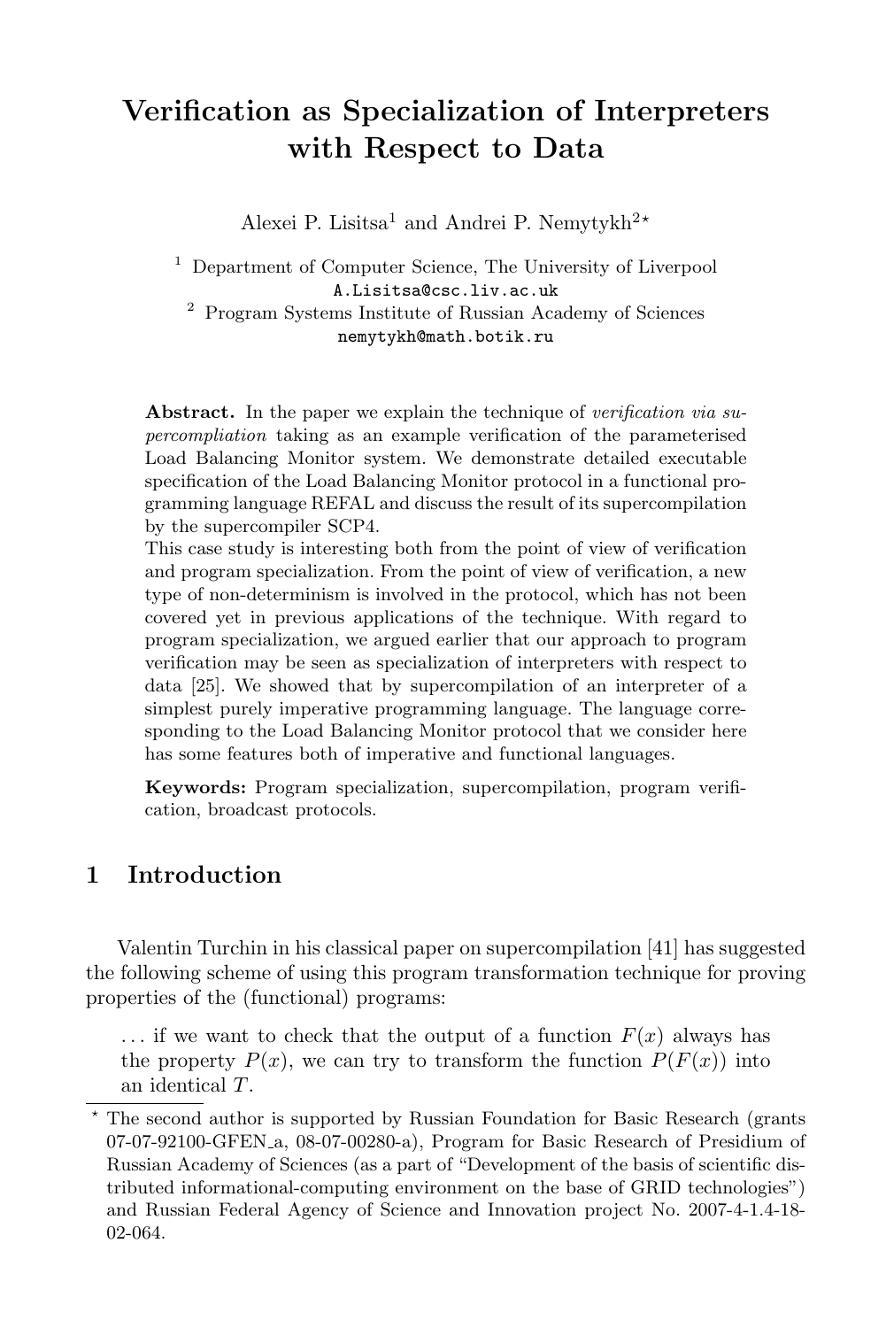# Verification as Specialization of Interpreters with Respect to Data

Alexei P. Lisitsa[1] and Andrei P. Nemytykh[2]*

[1] Department of Computer Science, The University of Liverpool
A.Lisitsa@csc.liv.ac.uk

[2] Program Systems Institute of Russian Academy of Sciences
nemytykh@math.botik.ru

**Abstract.** In the paper we explain the technique of *verification via supercompliation* taking as an example verification of the parameterised Load Balancing Monitor system. We demonstrate detailed executable specification of the Load Balancing Monitor protocol in a functional programming language REFAL and discuss the result of its supercompilation by the supercompiler SCP4.

This case study is interesting both from the point of view of verification and program specialization. From the point of view of verification, a new type of non-determinism is involved in the protocol, which has not been covered yet in previous applications of the technique. With regard to program specialization, we argued earlier that our approach to program verification may be seen as specialization of interpreters with respect to data [25]. We showed that by supercompilation of an interpreter of a simplest purely imperative programming language. The language corresponding to the Load Balancing Monitor protocol that we consider here has some features both of imperative and functional languages.

**Keywords:** Program specialization, supercompilation, program verification, broadcast protocols.

## 1 Introduction

Valentin Turchin in his classical paper on supercompilation [41] has suggested the following scheme of using this program transformation technique for proving properties of the (functional) programs:

> ... if we want to check that the output of a function $F(x)$ always has the property $P(x)$, we can try to transform the function $P(F(x))$ into an identical $T$.

* The second author is supported by Russian Foundation for Basic Research (grants 07-07-92100-GFEN_a, 08-07-00280-a), Program for Basic Research of Presidium of Russian Academy of Sciences (as a part of "Development of the basis of scientific distributed informational-computing environment on the base of GRID technologies") and Russian Federal Agency of Science and Innovation project No. 2007-4-1.4-18-02-064.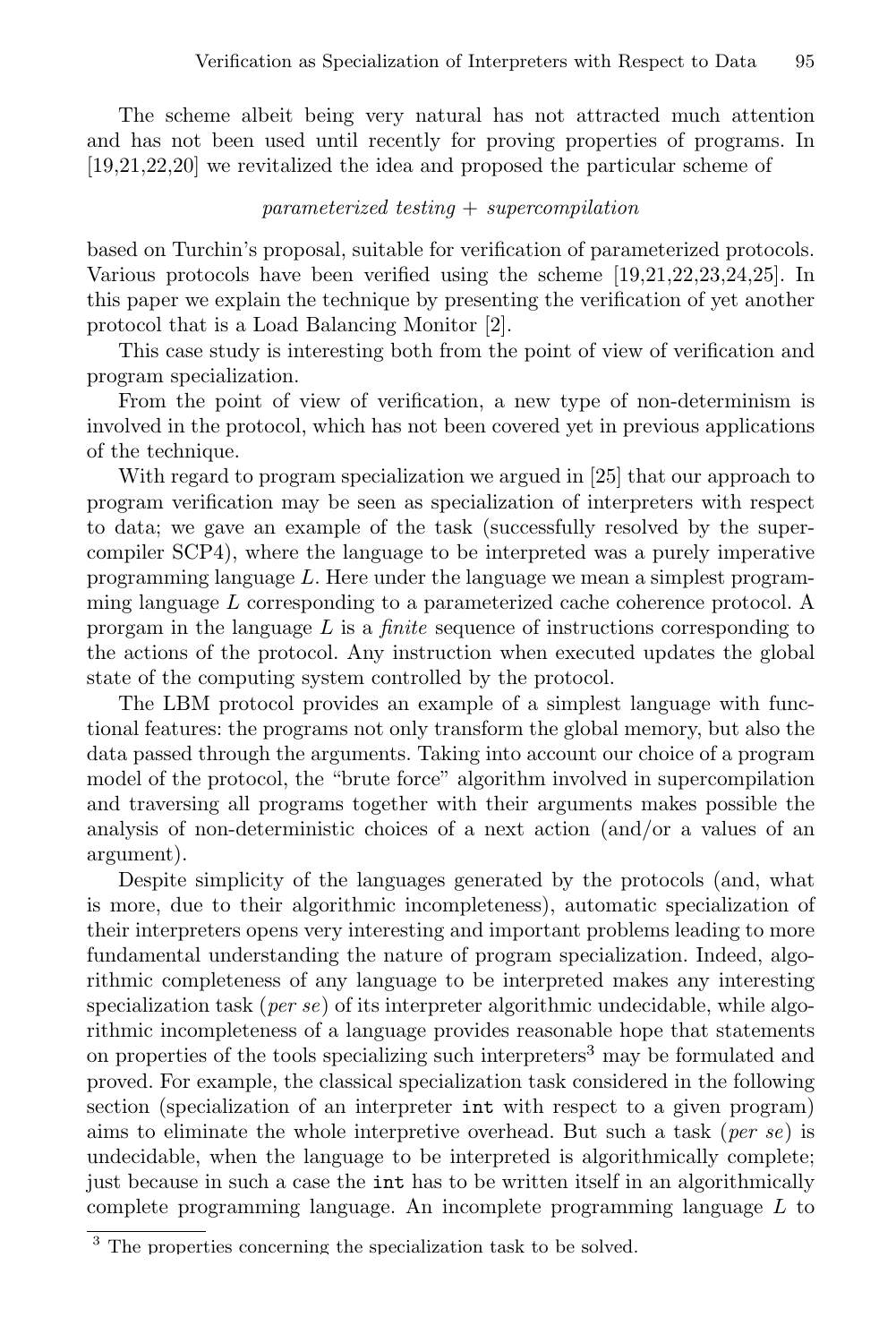The scheme albeit being very natural has not attracted much attention and has not been used until recently for proving properties of programs. In [19,21,22,20] we revitalized the idea and proposed the particular scheme of

*parameterized testing + supercompilation*

based on Turchin's proposal, suitable for verification of parameterized protocols. Various protocols have been verified using the scheme [19,21,22,23,24,25]. In this paper we explain the technique by presenting the verification of yet another protocol that is a Load Balancing Monitor [2].

This case study is interesting both from the point of view of verification and program specialization.

From the point of view of verification, a new type of non-determinism is involved in the protocol, which has not been covered yet in previous applications of the technique.

With regard to program specialization we argued in [25] that our approach to program verification may be seen as specialization of interpreters with respect to data; we gave an example of the task (successfully resolved by the supercompiler SCP4), where the language to be interpreted was a purely imperative programming language $L$. Here under the language we mean a simplest programming language $L$ corresponding to a parameterized cache coherence protocol. A prorgam in the language $L$ is a *finite* sequence of instructions corresponding to the actions of the protocol. Any instruction when executed updates the global state of the computing system controlled by the protocol.

The LBM protocol provides an example of a simplest language with functional features: the programs not only transform the global memory, but also the data passed through the arguments. Taking into account our choice of a program model of the protocol, the "brute force" algorithm involved in supercompilation and traversing all programs together with their arguments makes possible the analysis of non-deterministic choices of a next action (and/or a values of an argument).

Despite simplicity of the languages generated by the protocols (and, what is more, due to their algorithmic incompleteness), automatic specialization of their interpreters opens very interesting and important problems leading to more fundamental understanding the nature of program specialization. Indeed, algorithmic completeness of any language to be interpreted makes any interesting specialization task (*per se*) of its interpreter algorithmic undecidable, while algorithmic incompleteness of a language provides reasonable hope that statements on properties of the tools specializing such interpreters[3] may be formulated and proved. For example, the classical specialization task considered in the following section (specialization of an interpreter `int` with respect to a given program) aims to eliminate the whole interpretive overhead. But such a task (*per se*) is undecidable, when the language to be interpreted is algorithmically complete; just because in such a case the `int` has to be written itself in an algorithmically complete programming language. An incomplete programming language $L$ to

[3] The properties concerning the specialization task to be solved.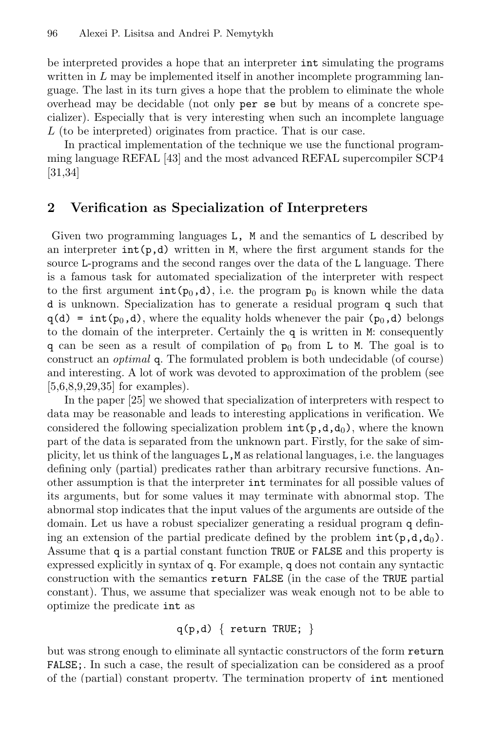be interpreted provides a hope that an interpreter `int` simulating the programs written in $L$ may be implemented itself in another incomplete programming language. The last in its turn gives a hope that the problem to eliminate the whole overhead may be decidable (not only `per se` but by means of a concrete specializer). Especially that is very interesting when such an incomplete language $L$ (to be interpreted) originates from practice. That is our case.

In practical implementation of the technique we use the functional programming language REFAL [43] and the most advanced REFAL supercompiler SCP4 [31,34]

## 2 Verification as Specialization of Interpreters

Given two programming languages `L, M` and the semantics of `L` described by an interpreter `int(p,d)` written in `M`, where the first argument stands for the source `L`-programs and the second ranges over the data of the `L` language. There is a famous task for automated specialization of the interpreter with respect to the first argument $\texttt{int}(\texttt{p}_0\texttt{,d})$, i.e. the program $\texttt{p}_0$ is known while the data `d` is unknown. Specialization has to generate a residual program `q` such that $\texttt{q(d) = int}(\texttt{p}_0\texttt{,d})$, where the equality holds whenever the pair $(\texttt{p}_0\texttt{,d})$ belongs to the domain of the interpreter. Certainly the `q` is written in `M`: consequently `q` can be seen as a result of compilation of $\texttt{p}_0$ from `L` to `M`. The goal is to construct an *optimal* `q`. The formulated problem is both undecidable (of course) and interesting. A lot of work was devoted to approximation of the problem (see [5,6,8,9,29,35] for examples).

In the paper [25] we showed that specialization of interpreters with respect to data may be reasonable and leads to interesting applications in verification. We considered the following specialization problem $\texttt{int(p,d,d}_0\texttt{)}$, where the known part of the data is separated from the unknown part. Firstly, for the sake of simplicity, let us think of the languages `L,M` as relational languages, i.e. the languages defining only (partial) predicates rather than arbitrary recursive functions. Another assumption is that the interpreter `int` terminates for all possible values of its arguments, but for some values it may terminate with abnormal stop. The abnormal stop indicates that the input values of the arguments are outside of the domain. Let us have a robust specializer generating a residual program `q` defining an extension of the partial predicate defined by the problem $\texttt{int(p,d,d}_0\texttt{)}$. Assume that `q` is a partial constant function `TRUE` or `FALSE` and this property is expressed explicitly in syntax of `q`. For example, `q` does not contain any syntactic construction with the semantics `return FALSE` (in the case of the `TRUE` partial constant). Thus, we assume that specializer was weak enough not to be able to optimize the predicate `int` as

```
q(p,d) { return TRUE; }
```

but was strong enough to eliminate all syntactic constructors of the form `return FALSE;`. In such a case, the result of specialization can be considered as a proof of the (partial) constant property. The termination property of `int` mentioned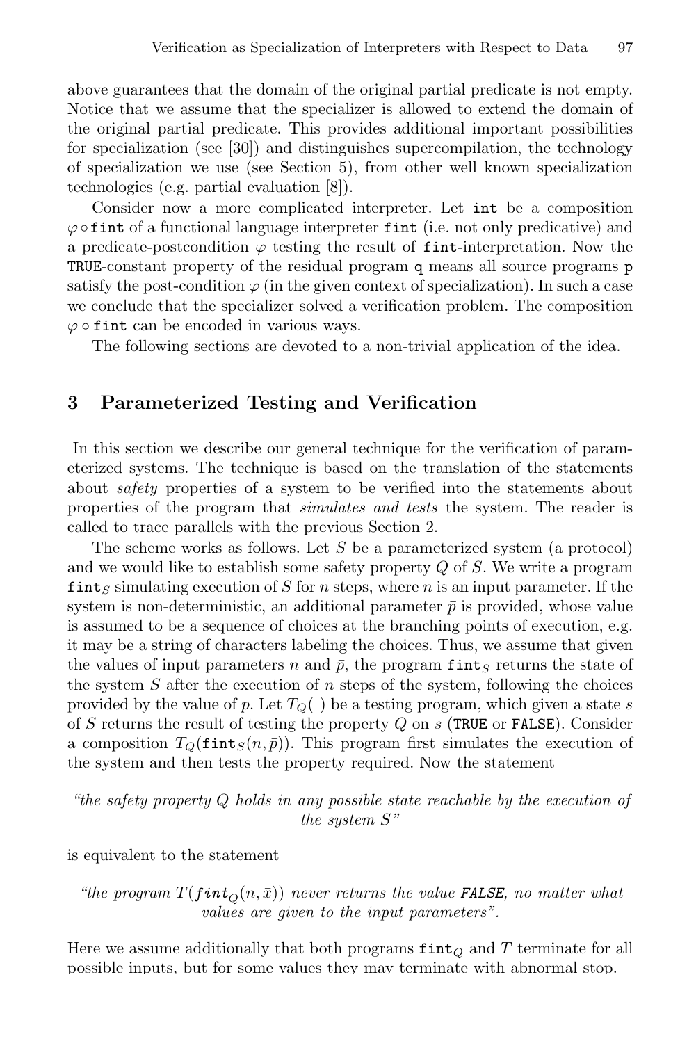above guarantees that the domain of the original partial predicate is not empty. Notice that we assume that the specializer is allowed to extend the domain of the original partial predicate. This provides additional important possibilities for specialization (see [30]) and distinguishes supercompilation, the technology of specialization we use (see Section 5), from other well known specialization technologies (e.g. partial evaluation [8]).

Consider now a more complicated interpreter. Let `int` be a composition $\varphi \circ$`fint` of a functional language interpreter `fint` (i.e. not only predicative) and a predicate-postcondition $\varphi$ testing the result of `fint`-interpretation. Now the `TRUE`-constant property of the residual program `q` means all source programs `p` satisfy the post-condition $\varphi$ (in the given context of specialization). In such a case we conclude that the specializer solved a verification problem. The composition $\varphi \circ$ `fint` can be encoded in various ways.

The following sections are devoted to a non-trivial application of the idea.

## 3 Parameterized Testing and Verification

In this section we describe our general technique for the verification of parameterized systems. The technique is based on the translation of the statements about *safety* properties of a system to be verified into the statements about properties of the program that *simulates and tests* the system. The reader is called to trace parallels with the previous Section 2.

The scheme works as follows. Let $S$ be a parameterized system (a protocol) and we would like to establish some safety property $Q$ of $S$. We write a program $\mathtt{fint}_S$ simulating execution of $S$ for $n$ steps, where $n$ is an input parameter. If the system is non-deterministic, an additional parameter $\bar{p}$ is provided, whose value is assumed to be a sequence of choices at the branching points of execution, e.g. it may be a string of characters labeling the choices. Thus, we assume that given the values of input parameters $n$ and $\bar{p}$, the program $\mathtt{fint}_S$ returns the state of the system $S$ after the execution of $n$ steps of the system, following the choices provided by the value of $\bar{p}$. Let $T_Q(\_)$ be a testing program, which given a state $s$ of $S$ returns the result of testing the property $Q$ on $s$ (`TRUE` or `FALSE`). Consider a composition $T_Q(\mathtt{fint}_S(n, \bar{p}))$. This program first simulates the execution of the system and then tests the property required. Now the statement

*"the safety property $Q$ holds in any possible state reachable by the execution of the system $S$"*

is equivalent to the statement

*"the program $T(\mathtt{fint}_Q(n, \bar{x}))$ never returns the value `FALSE`, no matter what values are given to the input parameters".*

Here we assume additionally that both programs $\mathtt{fint}_Q$ and $T$ terminate for all possible inputs, but for some values they may terminate with abnormal stop.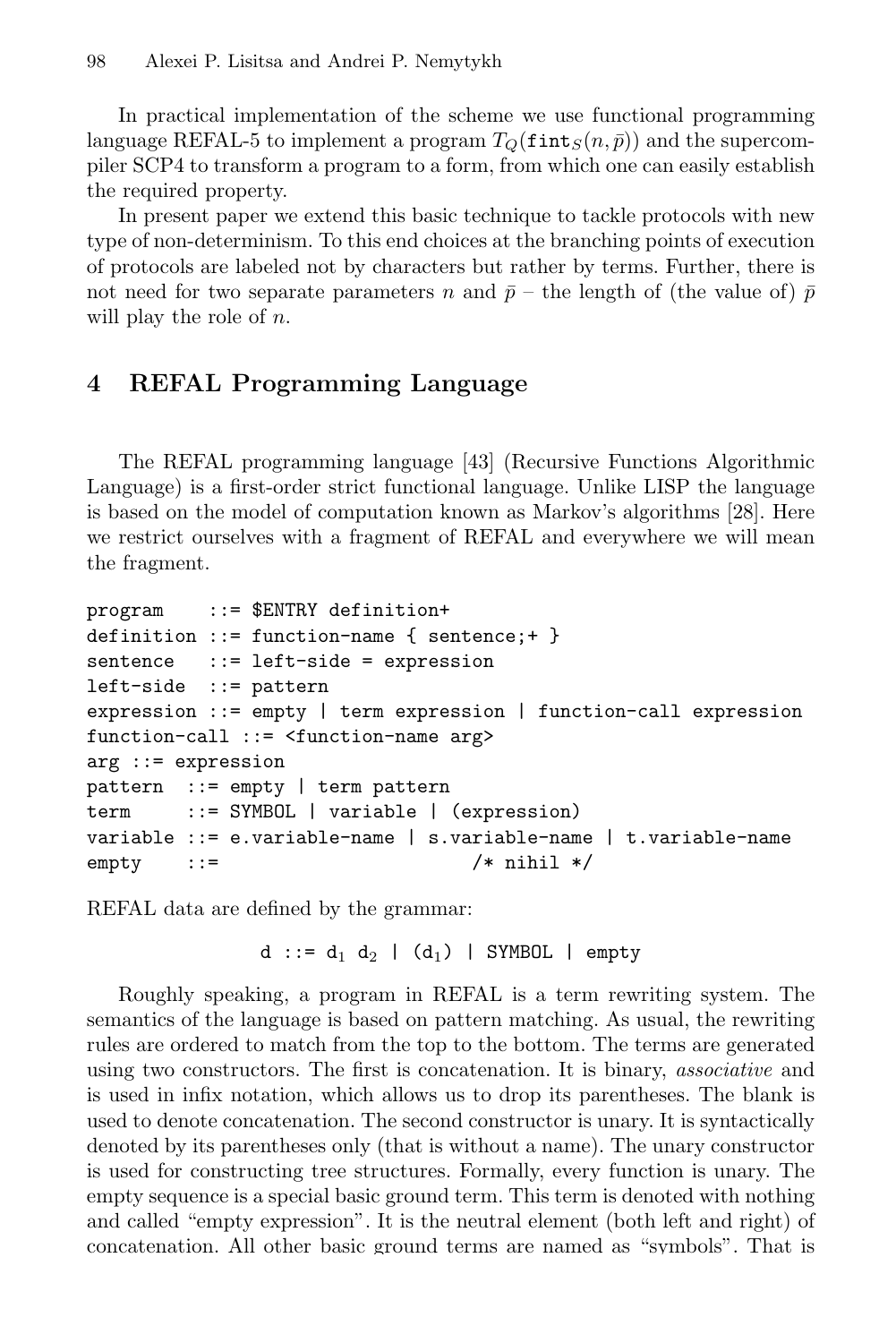In practical implementation of the scheme we use functional programming language REFAL-5 to implement a program $T_Q(\mathtt{fint}_S(n, \bar{p}))$ and the supercompiler SCP4 to transform a program to a form, from which one can easily establish the required property.

In present paper we extend this basic technique to tackle protocols with new type of non-determinism. To this end choices at the branching points of execution of protocols are labeled not by characters but rather by terms. Further, there is not need for two separate parameters $n$ and $\bar{p}$ – the length of (the value of) $\bar{p}$ will play the role of $n$.

## 4 REFAL Programming Language

The REFAL programming language [43] (Recursive Functions Algorithmic Language) is a first-order strict functional language. Unlike LISP the language is based on the model of computation known as Markov's algorithms [28]. Here we restrict ourselves with a fragment of REFAL and everywhere we will mean the fragment.

```
program    ::= $ENTRY definition+
definition ::= function-name { sentence;+ }
sentence   ::= left-side = expression
left-side  ::= pattern
expression ::= empty | term expression | function-call expression
function-call ::= <function-name arg>
arg ::= expression
pattern  ::= empty | term pattern
term     ::= SYMBOL | variable | (expression)
variable ::= e.variable-name | s.variable-name | t.variable-name
empty    ::=                        /* nihil */
```

REFAL data are defined by the grammar:

```
d ::= d1 d2 | (d1) | SYMBOL | empty
```

Roughly speaking, a program in REFAL is a term rewriting system. The semantics of the language is based on pattern matching. As usual, the rewriting rules are ordered to match from the top to the bottom. The terms are generated using two constructors. The first is concatenation. It is binary, *associative* and is used in infix notation, which allows us to drop its parentheses. The blank is used to denote concatenation. The second constructor is unary. It is syntactically denoted by its parentheses only (that is without a name). The unary constructor is used for constructing tree structures. Formally, every function is unary. The empty sequence is a special basic ground term. This term is denoted with nothing and called "empty expression". It is the neutral element (both left and right) of concatenation. All other basic ground terms are named as "symbols". That is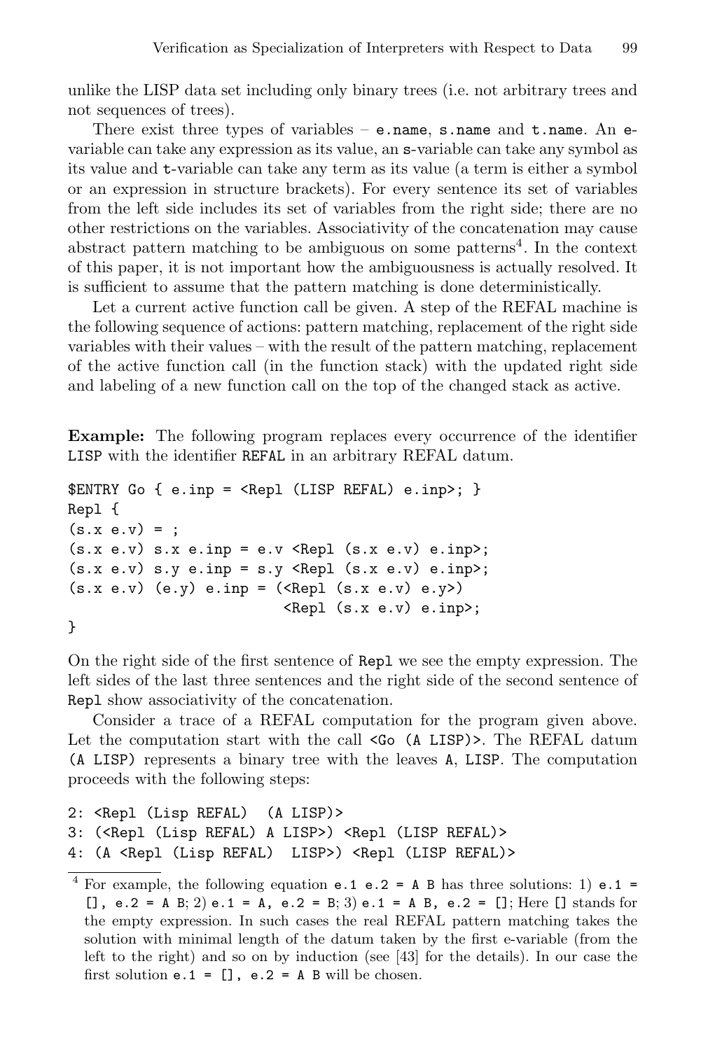unlike the LISP data set including only binary trees (i.e. not arbitrary trees and not sequences of trees).

There exist three types of variables – `e.name`, `s.name` and `t.name`. An `e`-variable can take any expression as its value, an `s`-variable can take any symbol as its value and `t`-variable can take any term as its value (a term is either a symbol or an expression in structure brackets). For every sentence its set of variables from the left side includes its set of variables from the right side; there are no other restrictions on the variables. Associativity of the concatenation may cause abstract pattern matching to be ambiguous on some patterns[4]. In the context of this paper, it is not important how the ambiguousness is actually resolved. It is sufficient to assume that the pattern matching is done deterministically.

Let a current active function call be given. A step of the REFAL machine is the following sequence of actions: pattern matching, replacement of the right side variables with their values – with the result of the pattern matching, replacement of the active function call (in the function stack) with the updated right side and labeling of a new function call on the top of the changed stack as active.

**Example:** The following program replaces every occurrence of the identifier `LISP` with the identifier `REFAL` in an arbitrary REFAL datum.

```
$ENTRY Go { e.inp = <Repl (LISP REFAL) e.inp>; }
Repl {
(s.x e.v) = ;
(s.x e.v) s.x e.inp = e.v <Repl (s.x e.v) e.inp>;
(s.x e.v) s.y e.inp = s.y <Repl (s.x e.v) e.inp>;
(s.x e.v) (e.y) e.inp = (<Repl (s.x e.v) e.y>)
                         <Repl (s.x e.v) e.inp>;
}
```

On the right side of the first sentence of `Repl` we see the empty expression. The left sides of the last three sentences and the right side of the second sentence of `Repl` show associativity of the concatenation.

Consider a trace of a REFAL computation for the program given above. Let the computation start with the call `<Go (A LISP)>`. The REFAL datum `(A LISP)` represents a binary tree with the leaves `A`, `LISP`. The computation proceeds with the following steps:

```
2: <Repl (Lisp REFAL)  (A LISP)>
3: (<Repl (Lisp REFAL) A LISP>) <Repl (LISP REFAL)>
4: (A <Repl (Lisp REFAL)  LISP>) <Repl (LISP REFAL)>
```

---

[4] For example, the following equation `e.1 e.2 = A B` has three solutions: 1) `e.1 = [], e.2 = A B`; 2) `e.1 = A, e.2 = B`; 3) `e.1 = A B, e.2 = []`; Here `[]` stands for the empty expression. In such cases the real REFAL pattern matching takes the solution with minimal length of the datum taken by the first e-variable (from the left to the right) and so on by induction (see [43] for the details). In our case the first solution `e.1 = [], e.2 = A B` will be chosen.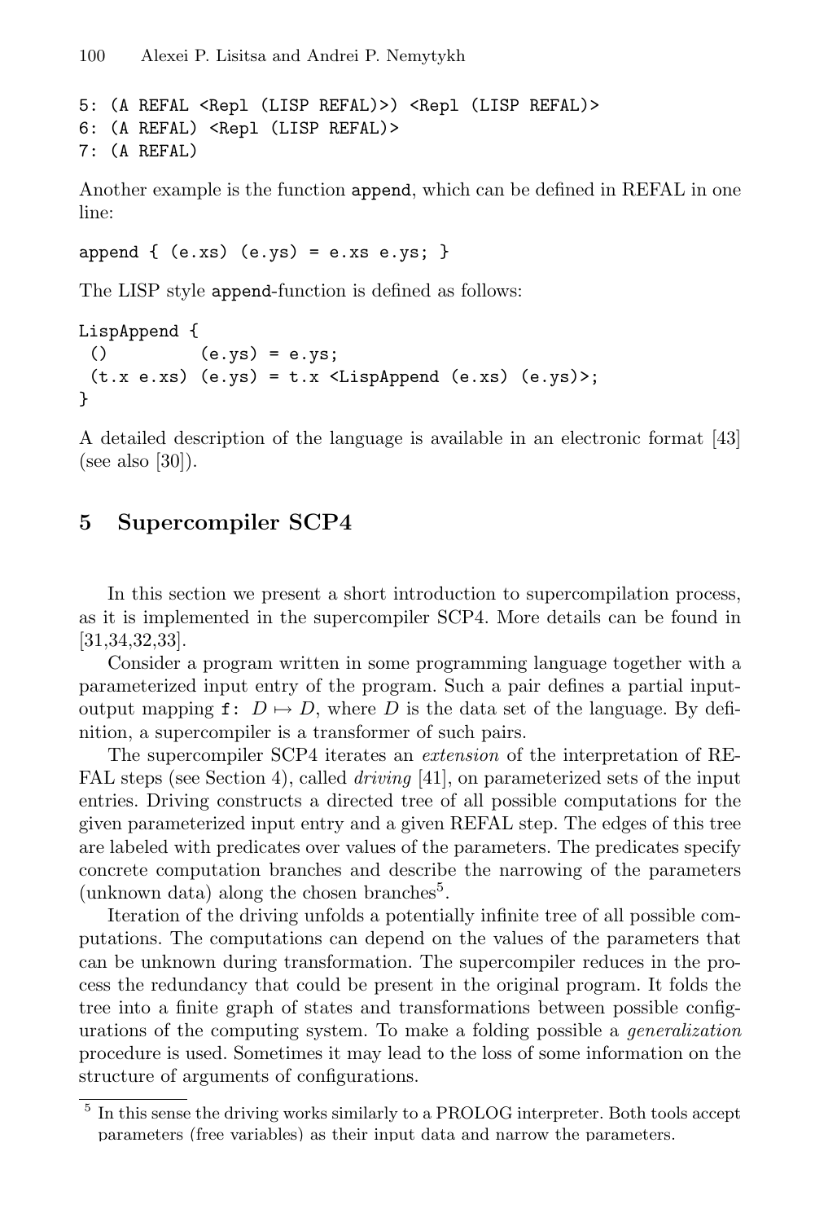```
5: (A REFAL <Repl (LISP REFAL)>) <Repl (LISP REFAL)>
6: (A REFAL) <Repl (LISP REFAL)>
7: (A REFAL)
```

Another example is the function `append`, which can be defined in REFAL in one line:

```
append { (e.xs) (e.ys) = e.xs e.ys; }
```

The LISP style `append`-function is defined as follows:

```
LispAppend {
 ()         (e.ys) = e.ys;
 (t.x e.xs) (e.ys) = t.x <LispAppend (e.xs) (e.ys)>;
}
```

A detailed description of the language is available in an electronic format [43] (see also [30]).

## 5 Supercompiler SCP4

In this section we present a short introduction to supercompilation process, as it is implemented in the supercompiler SCP4. More details can be found in [31,34,32,33].

Consider a program written in some programming language together with a parameterized input entry of the program. Such a pair defines a partial input-output mapping `f:` $D \mapsto D$, where $D$ is the data set of the language. By definition, a supercompiler is a transformer of such pairs.

The supercompiler SCP4 iterates an *extension* of the interpretation of REFAL steps (see Section 4), called *driving* [41], on parameterized sets of the input entries. Driving constructs a directed tree of all possible computations for the given parameterized input entry and a given REFAL step. The edges of this tree are labeled with predicates over values of the parameters. The predicates specify concrete computation branches and describe the narrowing of the parameters (unknown data) along the chosen branches[5].

Iteration of the driving unfolds a potentially infinite tree of all possible computations. The computations can depend on the values of the parameters that can be unknown during transformation. The supercompiler reduces in the process the redundancy that could be present in the original program. It folds the tree into a finite graph of states and transformations between possible configurations of the computing system. To make a folding possible a *generalization* procedure is used. Sometimes it may lead to the loss of some information on the structure of arguments of configurations.

[5] In this sense the driving works similarly to a PROLOG interpreter. Both tools accept parameters (free variables) as their input data and narrow the parameters.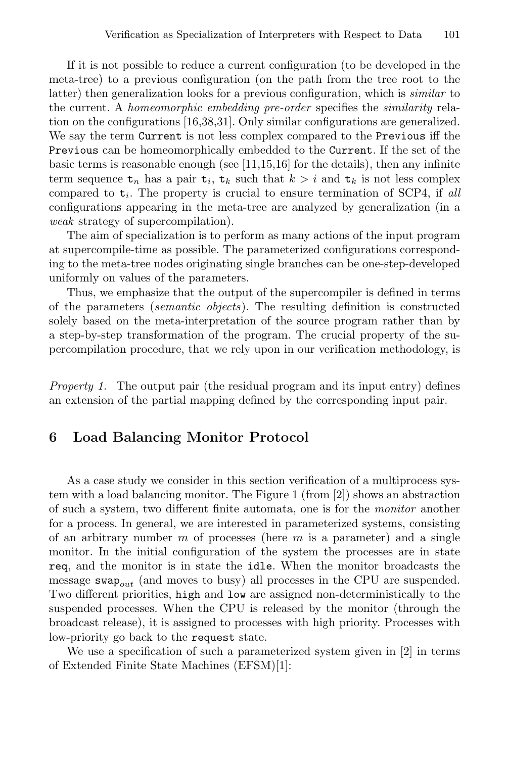If it is not possible to reduce a current configuration (to be developed in the meta-tree) to a previous configuration (on the path from the tree root to the latter) then generalization looks for a previous configuration, which is *similar* to the current. A *homeomorphic embedding pre-order* specifies the *similarity* relation on the configurations [16,38,31]. Only similar configurations are generalized. We say the term `Current` is not less complex compared to the `Previous` iff the `Previous` can be homeomorphically embedded to the `Current`. If the set of the basic terms is reasonable enough (see [11,15,16] for the details), then any infinite term sequence $\mathtt{t}_n$ has a pair $\mathtt{t}_i$, $\mathtt{t}_k$ such that $k > i$ and $\mathtt{t}_k$ is not less complex compared to $\mathtt{t}_i$. The property is crucial to ensure termination of SCP4, if *all* configurations appearing in the meta-tree are analyzed by generalization (in a *weak* strategy of supercompilation).

The aim of specialization is to perform as many actions of the input program at supercompile-time as possible. The parameterized configurations corresponding to the meta-tree nodes originating single branches can be one-step-developed uniformly on values of the parameters.

Thus, we emphasize that the output of the supercompiler is defined in terms of the parameters (*semantic objects*). The resulting definition is constructed solely based on the meta-interpretation of the source program rather than by a step-by-step transformation of the program. The crucial property of the supercompilation procedure, that we rely upon in our verification methodology, is

*Property 1.* The output pair (the residual program and its input entry) defines an extension of the partial mapping defined by the corresponding input pair.

## 6 Load Balancing Monitor Protocol

As a case study we consider in this section verification of a multiprocess system with a load balancing monitor. The Figure 1 (from [2]) shows an abstraction of such a system, two different finite automata, one is for the *monitor* another for a process. In general, we are interested in parameterized systems, consisting of an arbitrary number $m$ of processes (here $m$ is a parameter) and a single monitor. In the initial configuration of the system the processes are in state `req`, and the monitor is in state the `idle`. When the monitor broadcasts the message $\mathtt{swap}_{out}$ (and moves to busy) all processes in the CPU are suspended. Two different priorities, `high` and `low` are assigned non-deterministically to the suspended processes. When the CPU is released by the monitor (through the broadcast release), it is assigned to processes with high priority. Processes with low-priority go back to the `request` state.

We use a specification of such a parameterized system given in [2] in terms of Extended Finite State Machines (EFSM)[1]: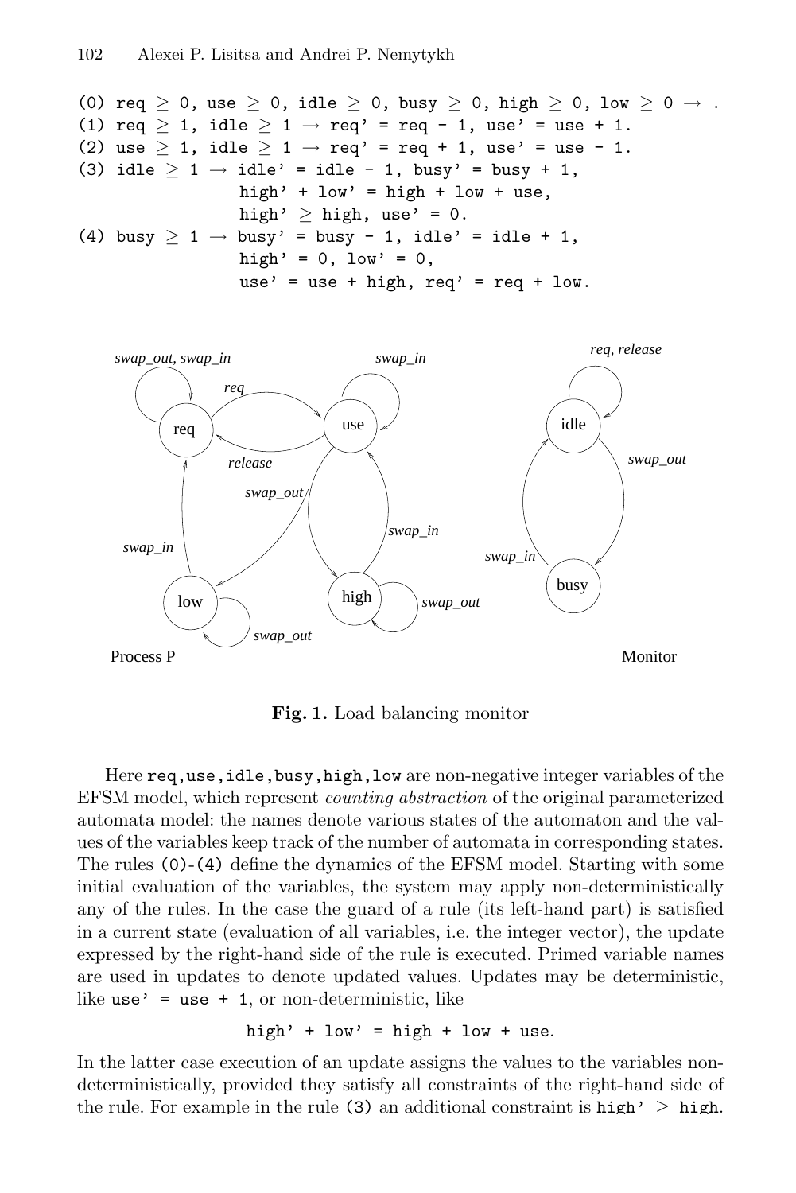```
(0) req ≥ 0, use ≥ 0, idle ≥ 0, busy ≥ 0, high ≥ 0, low ≥ 0 → .
(1) req ≥ 1, idle ≥ 1 → req' = req - 1, use' = use + 1.
(2) use ≥ 1, idle ≥ 1 → req' = req + 1, use' = use - 1.
(3) idle ≥ 1 → idle' = idle - 1, busy' = busy + 1,
               high' + low' = high + low + use,
               high' ≥ high, use' = 0.
(4) busy ≥ 1 → busy' = busy - 1, idle' = idle + 1,
               high' = 0, low' = 0,
               use' = use + high, req' = req + low.
```

**Fig. 1.** Load balancing monitor

Here `req,use,idle,busy,high,low` are non-negative integer variables of the EFSM model, which represent *counting abstraction* of the original parameterized automata model: the names denote various states of the automaton and the values of the variables keep track of the number of automata in corresponding states. The rules `(0)-(4)` define the dynamics of the EFSM model. Starting with some initial evaluation of the variables, the system may apply non-deterministically any of the rules. In the case the guard of a rule (its left-hand part) is satisfied in a current state (evaluation of all variables, i.e. the integer vector), the update expressed by the right-hand side of the rule is executed. Primed variable names are used in updates to denote updated values. Updates may be deterministic, like `use' = use + 1`, or non-deterministic, like

`high' + low' = high + low + use`.

In the latter case execution of an update assigns the values to the variables non-deterministically, provided they satisfy all constraints of the right-hand side of the rule. For example in the rule `(3)` an additional constraint is `high' > high`.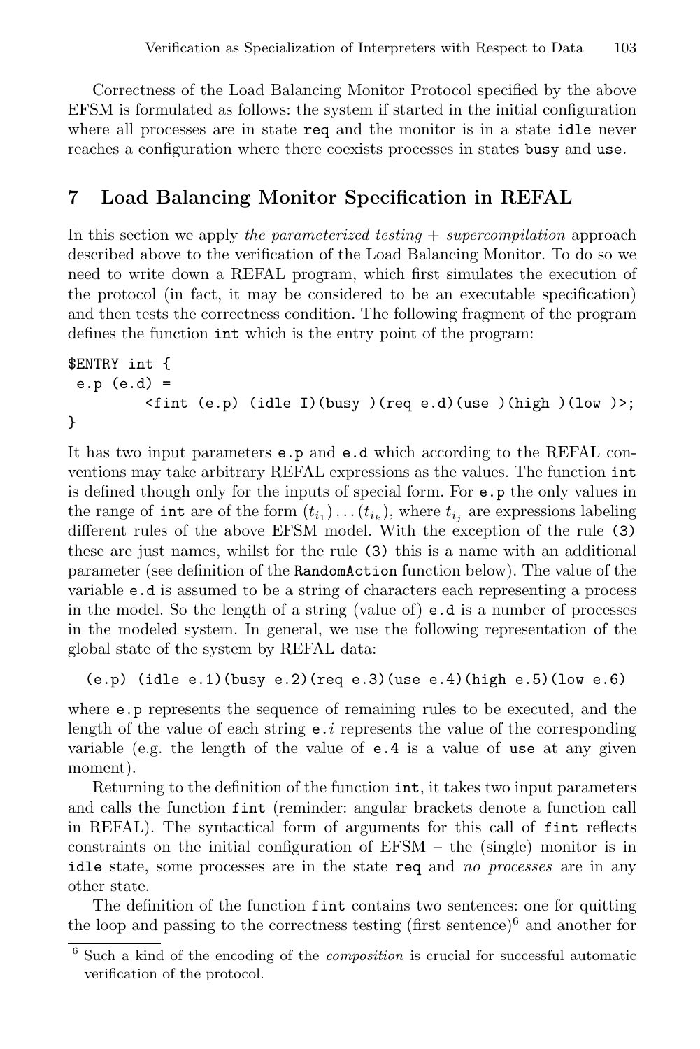Correctness of the Load Balancing Monitor Protocol specified by the above EFSM is formulated as follows: the system if started in the initial configuration where all processes are in state `req` and the monitor is in a state `idle` never reaches a configuration where there coexists processes in states `busy` and `use`.

## 7 Load Balancing Monitor Specification in REFAL

In this section we apply *the parameterized testing + supercompilation* approach described above to the verification of the Load Balancing Monitor. To do so we need to write down a REFAL program, which first simulates the execution of the protocol (in fact, it may be considered to be an executable specification) and then tests the correctness condition. The following fragment of the program defines the function `int` which is the entry point of the program:

```
$ENTRY int {
 e.p (e.d) =
         <fint (e.p) (idle I)(busy )(req e.d)(use )(high )(low )>;
}
```

It has two input parameters `e.p` and `e.d` which according to the REFAL conventions may take arbitrary REFAL expressions as the values. The function `int` is defined though only for the inputs of special form. For `e.p` the only values in the range of `int` are of the form $(t_{i_1})\ldots(t_{i_k})$, where $t_{i_j}$ are expressions labeling different rules of the above EFSM model. With the exception of the rule `(3)` these are just names, whilst for the rule `(3)` this is a name with an additional parameter (see definition of the `RandomAction` function below). The value of the variable `e.d` is assumed to be a string of characters each representing a process in the model. So the length of a string (value of) `e.d` is a number of processes in the modeled system. In general, we use the following representation of the global state of the system by REFAL data:

```
(e.p) (idle e.1)(busy e.2)(req e.3)(use e.4)(high e.5)(low e.6)
```

where `e.p` represents the sequence of remaining rules to be executed, and the length of the value of each string `e.`$i$ represents the value of the corresponding variable (e.g. the length of the value of `e.4` is a value of `use` at any given moment).

Returning to the definition of the function `int`, it takes two input parameters and calls the function `fint` (reminder: angular brackets denote a function call in REFAL). The syntactical form of arguments for this call of `fint` reflects constraints on the initial configuration of EFSM – the (single) monitor is in `idle` state, some processes are in the state `req` and *no processes* are in any other state.

The definition of the function `fint` contains two sentences: one for quitting the loop and passing to the correctness testing (first sentence)[6] and another for

[6] Such a kind of the encoding of the *composition* is crucial for successful automatic verification of the protocol.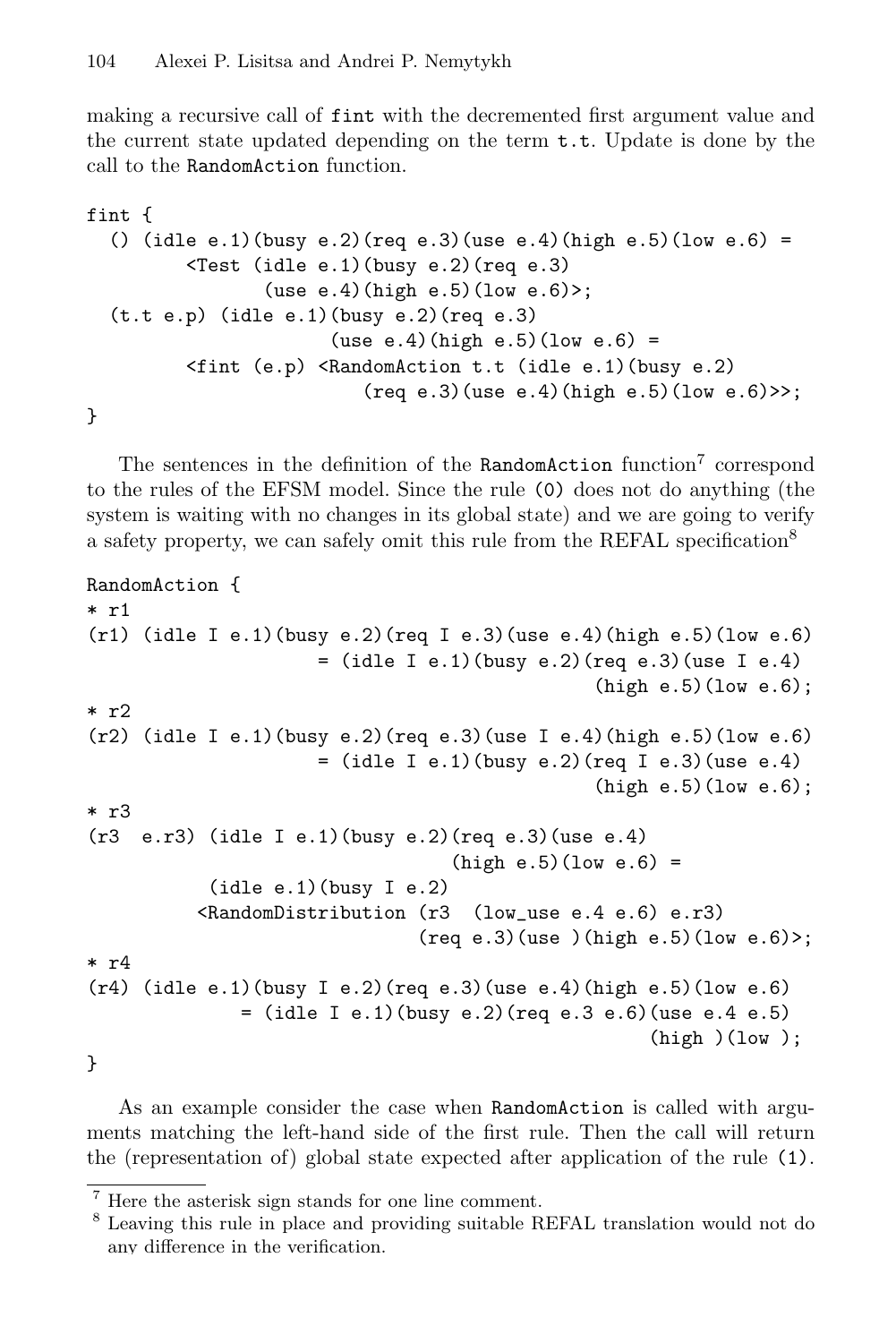making a recursive call of `fint` with the decremented first argument value and the current state updated depending on the term `t.t`. Update is done by the call to the `RandomAction` function.

```
fint {
  () (idle e.1)(busy e.2)(req e.3)(use e.4)(high e.5)(low e.6) =
         <Test (idle e.1)(busy e.2)(req e.3)
                (use e.4)(high e.5)(low e.6)>;
  (t.t e.p) (idle e.1)(busy e.2)(req e.3)
                       (use e.4)(high e.5)(low e.6) =
         <fint (e.p) <RandomAction t.t (idle e.1)(busy e.2)
                          (req e.3)(use e.4)(high e.5)(low e.6)>>;
}
```

The sentences in the definition of the `RandomAction` function[7] correspond to the rules of the EFSM model. Since the rule `(0)` does not do anything (the system is waiting with no changes in its global state) and we are going to verify a safety property, we can safely omit this rule from the REFAL specification[8]

```
RandomAction {
* r1
(r1) (idle I e.1)(busy e.2)(req I e.3)(use e.4)(high e.5)(low e.6)
                    = (idle I e.1)(busy e.2)(req e.3)(use I e.4)
                                               (high e.5)(low e.6);
* r2
(r2) (idle I e.1)(busy e.2)(req e.3)(use I e.4)(high e.5)(low e.6)
                    = (idle I e.1)(busy e.2)(req I e.3)(use e.4)
                                               (high e.5)(low e.6);
* r3
(r3  e.r3) (idle I e.1)(busy e.2)(req e.3)(use e.4)
                                (high e.5)(low e.6) =
          (idle e.1)(busy I e.2)
         <RandomDistribution (r3  (low_use e.4 e.6) e.r3)
                             (req e.3)(use )(high e.5)(low e.6)>;
* r4
(r4) (idle e.1)(busy I e.2)(req e.3)(use e.4)(high e.5)(low e.6)
              = (idle I e.1)(busy e.2)(req e.3 e.6)(use e.4 e.5)
                                                  (high )(low );
}
```

As an example consider the case when `RandomAction` is called with arguments matching the left-hand side of the first rule. Then the call will return the (representation of) global state expected after application of the rule `(1)`.

---

[7] Here the asterisk sign stands for one line comment.

[8] Leaving this rule in place and providing suitable REFAL translation would not do any difference in the verification.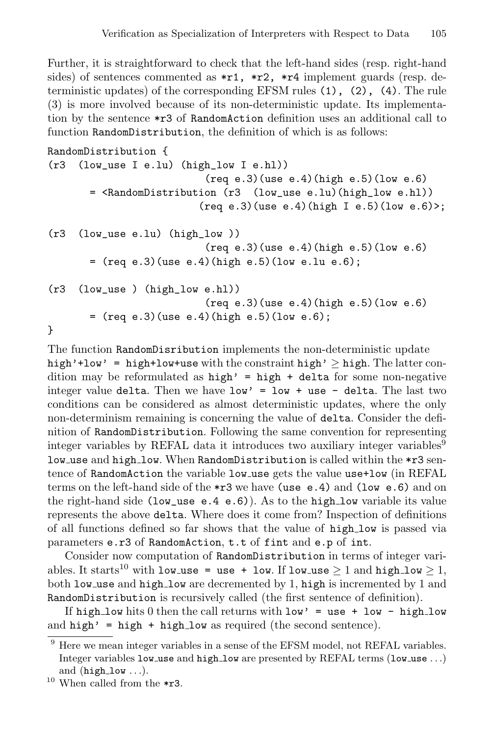Further, it is straightforward to check that the left-hand sides (resp. right-hand sides) of sentences commented as `*r1, *r2, *r4` implement guards (resp. deterministic updates) of the corresponding EFSM rules `(1), (2), (4)`. The rule (3) is more involved because of its non-deterministic update. Its implementation by the sentence `*r3` of `RandomAction` definition uses an additional call to function `RandomDistribution`, the definition of which is as follows:

```
RandomDistribution {
(r3  (low_use I e.lu) (high_low I e.hl))
                          (req e.3)(use e.4)(high e.5)(low e.6)
      = <RandomDistribution (r3  (low_use e.lu)(high_low e.hl))
                         (req e.3)(use e.4)(high I e.5)(low e.6)>;

(r3  (low_use e.lu) (high_low ))
                          (req e.3)(use e.4)(high e.5)(low e.6)
      = (req e.3)(use e.4)(high e.5)(low e.lu e.6);

(r3  (low_use ) (high_low e.hl))
                          (req e.3)(use e.4)(high e.5)(low e.6)
      = (req e.3)(use e.4)(high e.5)(low e.6);
}
```

The function `RandomDisribution` implements the non-deterministic update `high'+low' = high+low+use` with the constraint `high'` $\geq$ `high`. The latter condition may be reformulated as `high' = high + delta` for some non-negative integer value `delta`. Then we have `low' = low + use - delta`. The last two conditions can be considered as almost deterministic updates, where the only non-determinism remaining is concerning the value of `delta`. Consider the definition of `RandomDistribution`. Following the same convention for representing integer variables by REFAL data it introduces two auxiliary integer variables[9] `low_use` and `high_low`. When `RandomDistribution` is called within the `*r3` sentence of `RandomAction` the variable `low_use` gets the value `use+low` (in REFAL terms on the left-hand side of the `*r3` we have `(use e.4)` and `(low e.6)` and on the right-hand side `(low_use e.4 e.6)`). As to the `high_low` variable its value represents the above `delta`. Where does it come from? Inspection of definitions of all functions defined so far shows that the value of `high_low` is passed via parameters `e.r3` of `RandomAction`, `t.t` of `fint` and `e.p` of `int`.

Consider now computation of `RandomDistribution` in terms of integer variables. It starts[10] with `low_use = use + low`. If `low_use` $\geq 1$ and `high_low` $\geq 1$, both `low_use` and `high_low` are decremented by 1, `high` is incremented by 1 and `RandomDistribution` is recursively called (the first sentence of definition).

If `high_low` hits 0 then the call returns with `low' = use + low - high_low` and `high' = high + high_low` as required (the second sentence).

---

[9] Here we mean integer variables in a sense of the EFSM model, not REFAL variables. Integer variables `low_use` and `high_low` are presented by REFAL terms (`low_use` ...) and (`high_low` ...).

[10] When called from the `*r3`.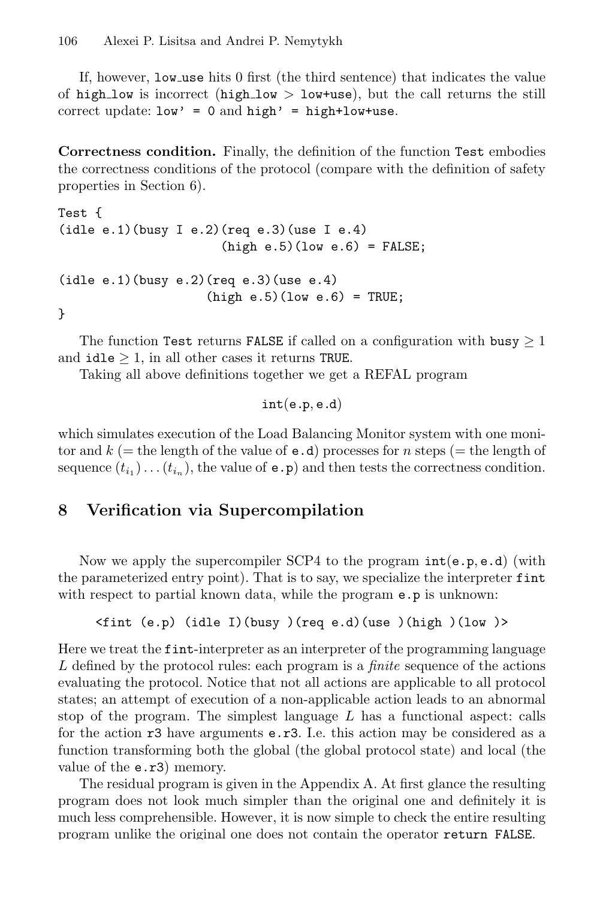If, however, `low_use` hits 0 first (the third sentence) that indicates the value of `high_low` is incorrect (`high_low` > `low+use`), but the call returns the still correct update: `low' = 0` and `high' = high+low+use`.

**Correctness condition.** Finally, the definition of the function `Test` embodies the correctness conditions of the protocol (compare with the definition of safety properties in Section 6).

```
Test {
(idle e.1)(busy I e.2)(req e.3)(use I e.4)
                        (high e.5)(low e.6) = FALSE;

(idle e.1)(busy e.2)(req e.3)(use e.4)
                      (high e.5)(low e.6) = TRUE;
}
```

The function `Test` returns `FALSE` if called on a configuration with `busy` $\geq 1$ and `idle` $\geq 1$, in all other cases it returns `TRUE`.

Taking all above definitions together we get a REFAL program

$$\texttt{int(e.p, e.d)}$$

which simulates execution of the Load Balancing Monitor system with one monitor and $k$ (= the length of the value of `e.d`) processes for $n$ steps (= the length of sequence $(t_{i_1})\ldots(t_{i_n})$, the value of `e.p`) and then tests the correctness condition.

## 8 Verification via Supercompilation

Now we apply the supercompiler SCP4 to the program `int(e.p, e.d)` (with the parameterized entry point). That is to say, we specialize the interpreter `fint` with respect to partial known data, while the program `e.p` is unknown:

```
<fint (e.p) (idle I)(busy )(req e.d)(use )(high )(low )>
```

Here we treat the `fint`-interpreter as an interpreter of the programming language $L$ defined by the protocol rules: each program is a *finite* sequence of the actions evaluating the protocol. Notice that not all actions are applicable to all protocol states; an attempt of execution of a non-applicable action leads to an abnormal stop of the program. The simplest language $L$ has a functional aspect: calls for the action `r3` have arguments `e.r3`. I.e. this action may be considered as a function transforming both the global (the global protocol state) and local (the value of the `e.r3`) memory.

The residual program is given in the Appendix A. At first glance the resulting program does not look much simpler than the original one and definitely it is much less comprehensible. However, it is now simple to check the entire resulting program unlike the original one does not contain the operator `return FALSE`.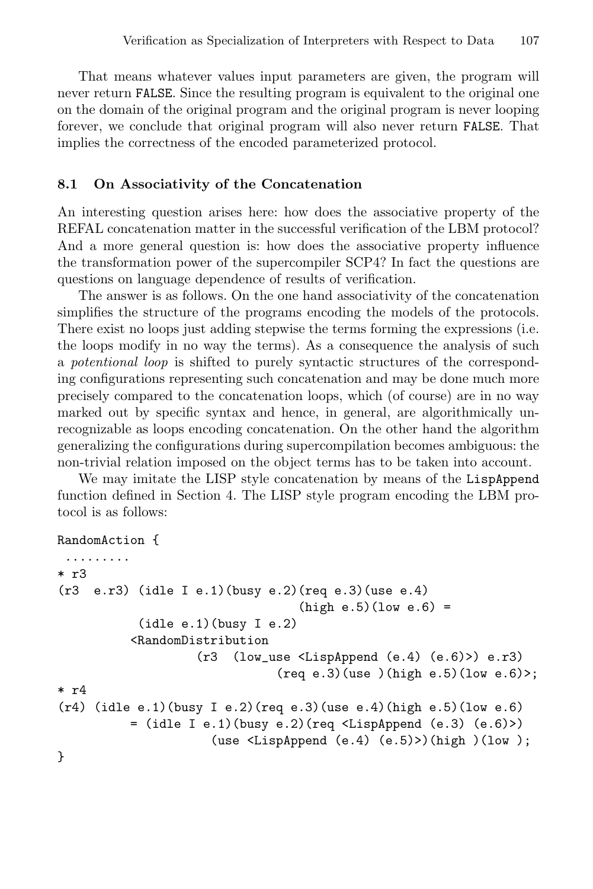That means whatever values input parameters are given, the program will never return FALSE. Since the resulting program is equivalent to the original one on the domain of the original program and the original program is never looping forever, we conclude that original program will also never return FALSE. That implies the correctness of the encoded parameterized protocol.

### 8.1 On Associativity of the Concatenation

An interesting question arises here: how does the associative property of the REFAL concatenation matter in the successful verification of the LBM protocol? And a more general question is: how does the associative property influence the transformation power of the supercompiler SCP4? In fact the questions are questions on language dependence of results of verification.

The answer is as follows. On the one hand associativity of the concatenation simplifies the structure of the programs encoding the models of the protocols. There exist no loops just adding stepwise the terms forming the expressions (i.e. the loops modify in no way the terms). As a consequence the analysis of such a *potentional loop* is shifted to purely syntactic structures of the corresponding configurations representing such concatenation and may be done much more precisely compared to the concatenation loops, which (of course) are in no way marked out by specific syntax and hence, in general, are algorithmically unrecognizable as loops encoding concatenation. On the other hand the algorithm generalizing the configurations during supercompilation becomes ambiguous: the non-trivial relation imposed on the object terms has to be taken into account.

We may imitate the LISP style concatenation by means of the LispAppend function defined in Section 4. The LISP style program encoding the LBM protocol is as follows:

```
RandomAction {
 .........
* r3
(r3  e.r3) (idle I e.1)(busy e.2)(req e.3)(use e.4)
                                (high e.5)(low e.6) =
           (idle e.1)(busy I e.2)
          <RandomDistribution
                  (r3  (low_use <LispAppend (e.4) (e.6)>) e.r3)
                           (req e.3)(use )(high e.5)(low e.6)>;
* r4
(r4) (idle e.1)(busy I e.2)(req e.3)(use e.4)(high e.5)(low e.6)
          = (idle I e.1)(busy e.2)(req <LispAppend (e.3) (e.6)>)
                    (use <LispAppend (e.4) (e.5)>)(high )(low );
}
```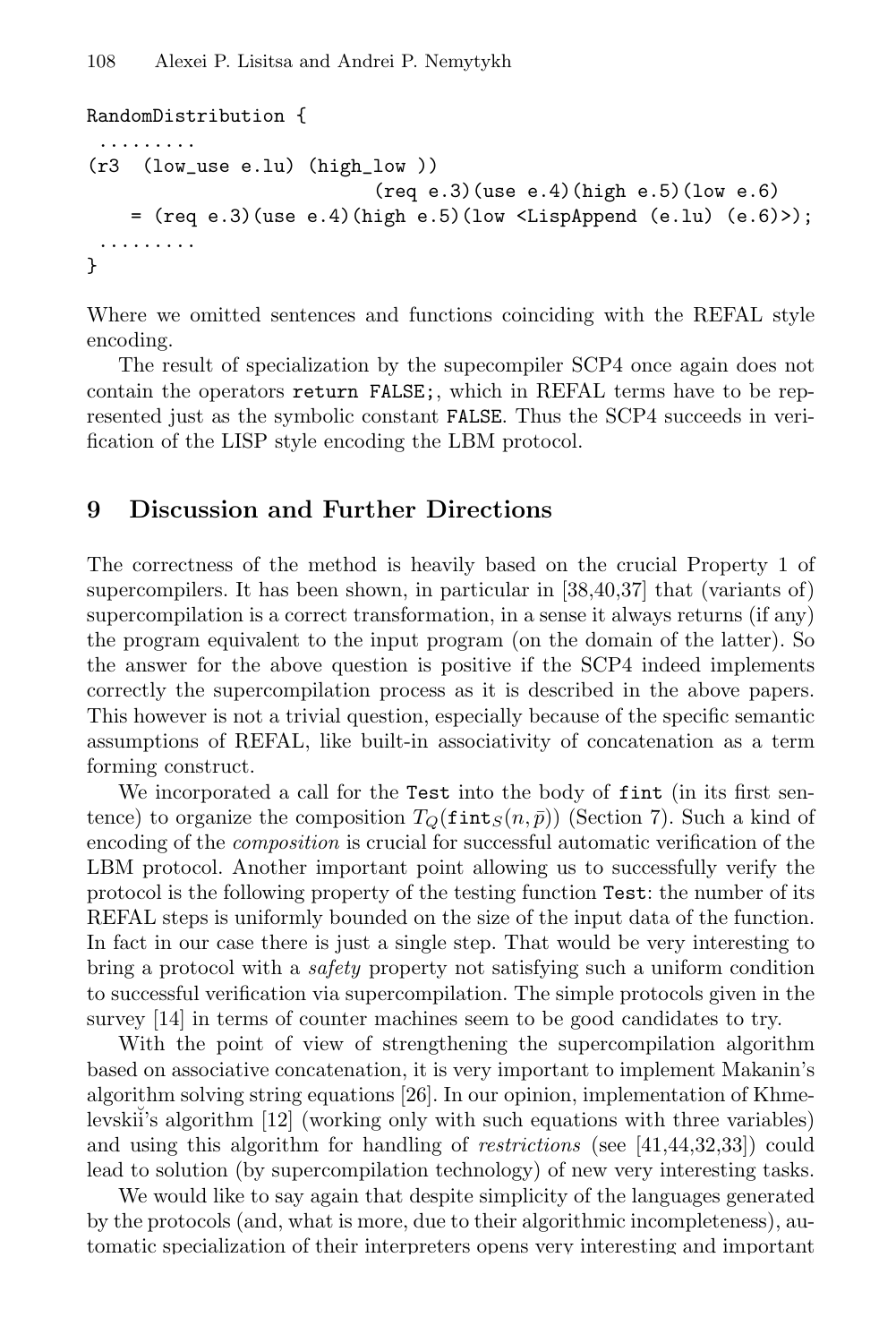```
RandomDistribution {
 .........
(r3  (low_use e.lu) (high_low ))
                          (req e.3)(use e.4)(high e.5)(low e.6)
    = (req e.3)(use e.4)(high e.5)(low <LispAppend (e.lu) (e.6)>);
 .........
}
```

Where we omitted sentences and functions coinciding with the REFAL style encoding.

The result of specialization by the supecompiler SCP4 once again does not contain the operators `return FALSE;`, which in REFAL terms have to be represented just as the symbolic constant `FALSE`. Thus the SCP4 succeeds in verification of the LISP style encoding the LBM protocol.

## 9 Discussion and Further Directions

The correctness of the method is heavily based on the crucial Property 1 of supercompilers. It has been shown, in particular in [38,40,37] that (variants of) supercompilation is a correct transformation, in a sense it always returns (if any) the program equivalent to the input program (on the domain of the latter). So the answer for the above question is positive if the SCP4 indeed implements correctly the supercompilation process as it is described in the above papers. This however is not a trivial question, especially because of the specific semantic assumptions of REFAL, like built-in associativity of concatenation as a term forming construct.

We incorporated a call for the `Test` into the body of `fint` (in its first sentence) to organize the composition $T_Q(\texttt{fint}_S(n, \bar{p}))$ (Section 7). Such a kind of encoding of the *composition* is crucial for successful automatic verification of the LBM protocol. Another important point allowing us to successfully verify the protocol is the following property of the testing function `Test`: the number of its REFAL steps is uniformly bounded on the size of the input data of the function. In fact in our case there is just a single step. That would be very interesting to bring a protocol with a *safety* property not satisfying such a uniform condition to successful verification via supercompilation. The simple protocols given in the survey [14] in terms of counter machines seem to be good candidates to try.

With the point of view of strengthening the supercompilation algorithm based on associative concatenation, it is very important to implement Makanin's algorithm solving string equations [26]. In our opinion, implementation of Khmelevskiĭ's algorithm [12] (working only with such equations with three variables) and using this algorithm for handling of *restrictions* (see [41,44,32,33]) could lead to solution (by supercompilation technology) of new very interesting tasks.

We would like to say again that despite simplicity of the languages generated by the protocols (and, what is more, due to their algorithmic incompleteness), automatic specialization of their interpreters opens very interesting and important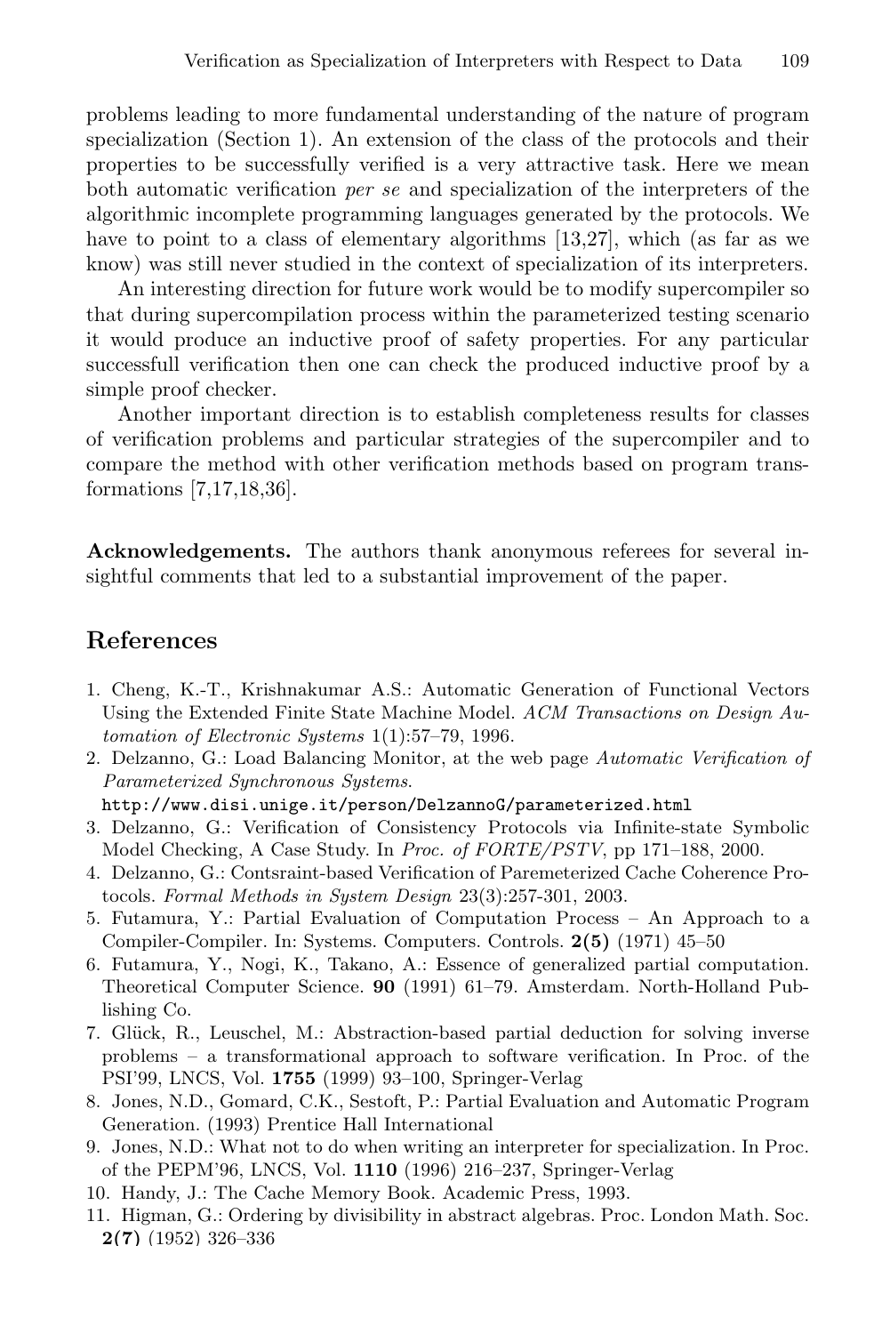problems leading to more fundamental understanding of the nature of program specialization (Section 1). An extension of the class of the protocols and their properties to be successfully verified is a very attractive task. Here we mean both automatic verification *per se* and specialization of the interpreters of the algorithmic incomplete programming languages generated by the protocols. We have to point to a class of elementary algorithms [13,27], which (as far as we know) was still never studied in the context of specialization of its interpreters.

An interesting direction for future work would be to modify supercompiler so that during supercompilation process within the parameterized testing scenario it would produce an inductive proof of safety properties. For any particular successfull verification then one can check the produced inductive proof by a simple proof checker.

Another important direction is to establish completeness results for classes of verification problems and particular strategies of the supercompiler and to compare the method with other verification methods based on program transformations [7,17,18,36].

**Acknowledgements.** The authors thank anonymous referees for several insightful comments that led to a substantial improvement of the paper.

## References

1. Cheng, K.-T., Krishnakumar A.S.: Automatic Generation of Functional Vectors Using the Extended Finite State Machine Model. *ACM Transactions on Design Automation of Electronic Systems* 1(1):57–79, 1996.
2. Delzanno, G.: Load Balancing Monitor, at the web page *Automatic Verification of Parameterized Synchronous Systems.* `http://www.disi.unige.it/person/DelzannoG/parameterized.html`
3. Delzanno, G.: Verification of Consistency Protocols via Infinite-state Symbolic Model Checking, A Case Study. In *Proc. of FORTE/PSTV*, pp 171–188, 2000.
4. Delzanno, G.: Contsraint-based Verification of Paremeterized Cache Coherence Protocols. *Formal Methods in System Design* 23(3):257-301, 2003.
5. Futamura, Y.: Partial Evaluation of Computation Process – An Approach to a Compiler-Compiler. In: Systems. Computers. Controls. **2(5)** (1971) 45–50
6. Futamura, Y., Nogi, K., Takano, A.: Essence of generalized partial computation. Theoretical Computer Science. **90** (1991) 61–79. Amsterdam. North-Holland Publishing Co.
7. Glück, R., Leuschel, M.: Abstraction-based partial deduction for solving inverse problems – a transformational approach to software verification. In Proc. of the PSI'99, LNCS, Vol. **1755** (1999) 93–100, Springer-Verlag
8. Jones, N.D., Gomard, C.K., Sestoft, P.: Partial Evaluation and Automatic Program Generation. (1993) Prentice Hall International
9. Jones, N.D.: What not to do when writing an interpreter for specialization. In Proc. of the PEPM'96, LNCS, Vol. **1110** (1996) 216–237, Springer-Verlag
10. Handy, J.: The Cache Memory Book. Academic Press, 1993.
11. Higman, G.: Ordering by divisibility in abstract algebras. Proc. London Math. Soc. **2(7)** (1952) 326–336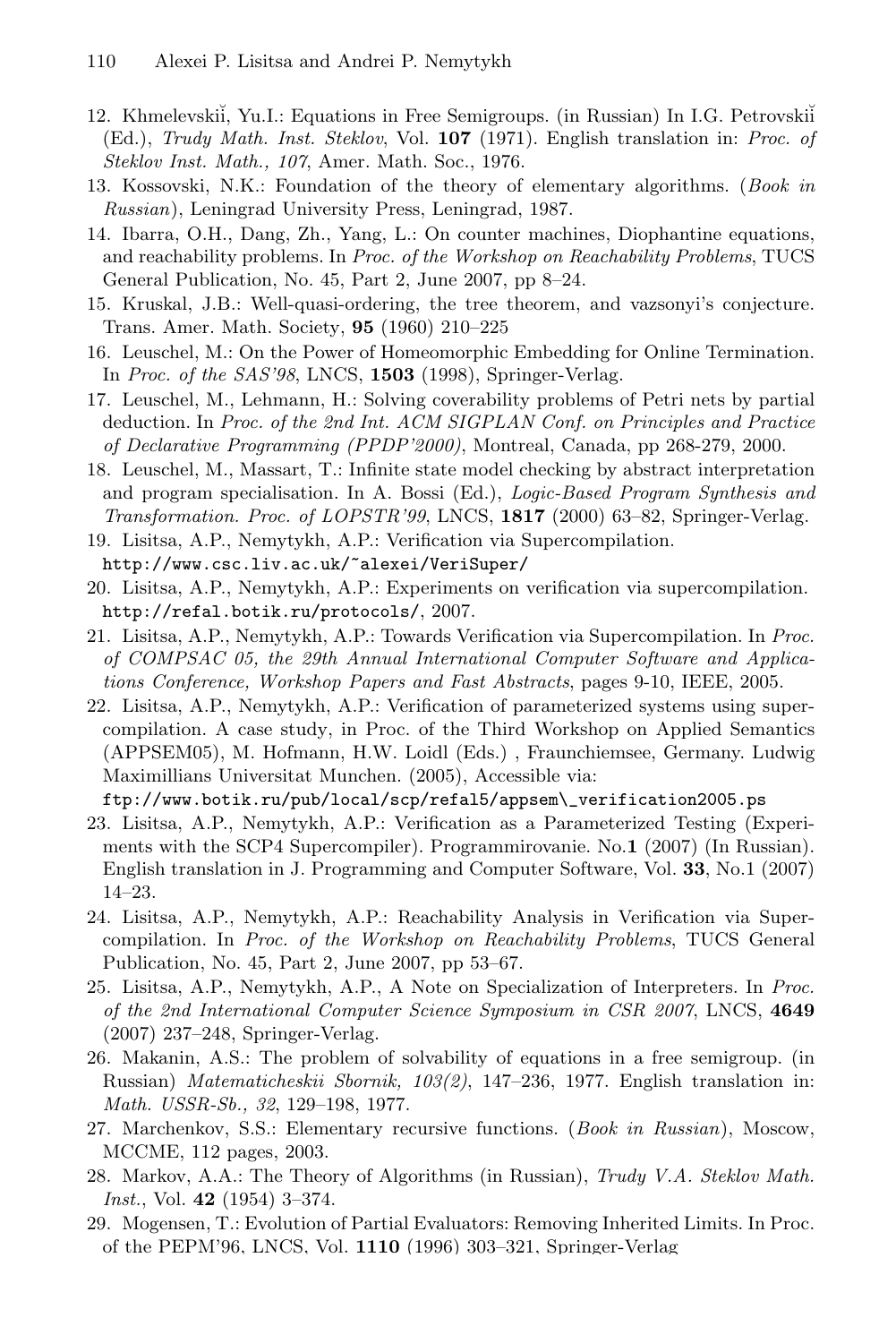12. Khmelevskiĭ, Yu.I.: Equations in Free Semigroups. (in Russian) In I.G. Petrovskiĭ (Ed.), *Trudy Math. Inst. Steklov*, Vol. **107** (1971). English translation in: *Proc. of Steklov Inst. Math., 107*, Amer. Math. Soc., 1976.
13. Kossovski, N.K.: Foundation of the theory of elementary algorithms. (*Book in Russian*), Leningrad University Press, Leningrad, 1987.
14. Ibarra, O.H., Dang, Zh., Yang, L.: On counter machines, Diophantine equations, and reachability problems. In *Proc. of the Workshop on Reachability Problems*, TUCS General Publication, No. 45, Part 2, June 2007, pp 8–24.
15. Kruskal, J.B.: Well-quasi-ordering, the tree theorem, and vazsonyi's conjecture. Trans. Amer. Math. Society, **95** (1960) 210–225
16. Leuschel, M.: On the Power of Homeomorphic Embedding for Online Termination. In *Proc. of the SAS'98*, LNCS, **1503** (1998), Springer-Verlag.
17. Leuschel, M., Lehmann, H.: Solving coverability problems of Petri nets by partial deduction. In *Proc. of the 2nd Int. ACM SIGPLAN Conf. on Principles and Practice of Declarative Programming (PPDP'2000)*, Montreal, Canada, pp 268-279, 2000.
18. Leuschel, M., Massart, T.: Infinite state model checking by abstract interpretation and program specialisation. In A. Bossi (Ed.), *Logic-Based Program Synthesis and Transformation. Proc. of LOPSTR'99*, LNCS, **1817** (2000) 63–82, Springer-Verlag.
19. Lisitsa, A.P., Nemytykh, A.P.: Verification via Supercompilation. `http://www.csc.liv.ac.uk/~alexei/VeriSuper/`
20. Lisitsa, A.P., Nemytykh, A.P.: Experiments on verification via supercompilation. `http://refal.botik.ru/protocols/`, 2007.
21. Lisitsa, A.P., Nemytykh, A.P.: Towards Verification via Supercompilation. In *Proc. of COMPSAC 05, the 29th Annual International Computer Software and Applications Conference, Workshop Papers and Fast Abstracts*, pages 9-10, IEEE, 2005.
22. Lisitsa, A.P., Nemytykh, A.P.: Verification of parameterized systems using supercompilation. A case study, in Proc. of the Third Workshop on Applied Semantics (APPSEM05), M. Hofmann, H.W. Loidl (Eds.) , Fraunchiemsee, Germany. Ludwig Maximillians Universitat Munchen. (2005), Accessible via: `ftp://www.botik.ru/pub/local/scp/refal5/appsem\_verification2005.ps`
23. Lisitsa, A.P., Nemytykh, A.P.: Verification as a Parameterized Testing (Experiments with the SCP4 Supercompiler). Programmirovanie. No.**1** (2007) (In Russian). English translation in J. Programming and Computer Software, Vol. **33**, No.1 (2007) 14–23.
24. Lisitsa, A.P., Nemytykh, A.P.: Reachability Analysis in Verification via Supercompilation. In *Proc. of the Workshop on Reachability Problems*, TUCS General Publication, No. 45, Part 2, June 2007, pp 53–67.
25. Lisitsa, A.P., Nemytykh, A.P., A Note on Specialization of Interpreters. In *Proc. of the 2nd International Computer Science Symposium in CSR 2007*, LNCS, **4649** (2007) 237–248, Springer-Verlag.
26. Makanin, A.S.: The problem of solvability of equations in a free semigroup. (in Russian) *Matematicheskii Sbornik, 103(2)*, 147–236, 1977. English translation in: *Math. USSR-Sb., 32*, 129–198, 1977.
27. Marchenkov, S.S.: Elementary recursive functions. (*Book in Russian*), Moscow, MCCME, 112 pages, 2003.
28. Markov, A.A.: The Theory of Algorithms (in Russian), *Trudy V.A. Steklov Math. Inst.*, Vol. **42** (1954) 3–374.
29. Mogensen, T.: Evolution of Partial Evaluators: Removing Inherited Limits. In Proc. of the PEPM'96, LNCS, Vol. **1110** (1996) 303–321, Springer-Verlag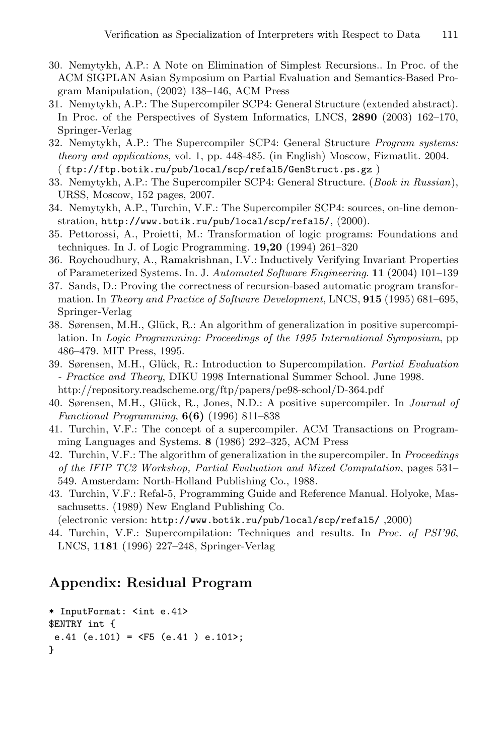30. Nemytykh, A.P.: A Note on Elimination of Simplest Recursions.. In Proc. of the ACM SIGPLAN Asian Symposium on Partial Evaluation and Semantics-Based Program Manipulation, (2002) 138–146, ACM Press
31. Nemytykh, A.P.: The Supercompiler SCP4: General Structure (extended abstract). In Proc. of the Perspectives of System Informatics, LNCS, **2890** (2003) 162–170, Springer-Verlag
32. Nemytykh, A.P.: The Supercompiler SCP4: General Structure *Program systems: theory and applications*, vol. 1, pp. 448-485. (in English) Moscow, Fizmatlit. 2004. ( `ftp://ftp.botik.ru/pub/local/scp/refal5/GenStruct.ps.gz` )
33. Nemytykh, A.P.: The Supercompiler SCP4: General Structure. (*Book in Russian*), URSS, Moscow, 152 pages, 2007.
34. Nemytykh, A.P., Turchin, V.F.: The Supercompiler SCP4: sources, on-line demonstration, `http://www.botik.ru/pub/local/scp/refal5/`, (2000).
35. Pettorossi, A., Proietti, M.: Transformation of logic programs: Foundations and techniques. In J. of Logic Programming. **19,20** (1994) 261–320
36. Roychoudhury, A., Ramakrishnan, I.V.: Inductively Verifying Invariant Properties of Parameterized Systems. In. J. *Automated Software Engineering*. **11** (2004) 101–139
37. Sands, D.: Proving the correctness of recursion-based automatic program transformation. In *Theory and Practice of Software Development*, LNCS, **915** (1995) 681–695, Springer-Verlag
38. Sørensen, M.H., Glück, R.: An algorithm of generalization in positive supercompilation. In *Logic Programming: Proceedings of the 1995 International Symposium*, pp 486–479. MIT Press, 1995.
39. Sørensen, M.H., Glück, R.: Introduction to Supercompilation. *Partial Evaluation - Practice and Theory*, DIKU 1998 International Summer School. June 1998. http://repository.readscheme.org/ftp/papers/pe98-school/D-364.pdf
40. Sørensen, M.H., Glück, R., Jones, N.D.: A positive supercompiler. In *Journal of Functional Programming*, **6(6)** (1996) 811–838
41. Turchin, V.F.: The concept of a supercompiler. ACM Transactions on Programming Languages and Systems. **8** (1986) 292–325, ACM Press
42. Turchin, V.F.: The algorithm of generalization in the supercompiler. In *Proceedings of the IFIP TC2 Workshop, Partial Evaluation and Mixed Computation*, pages 531–549. Amsterdam: North-Holland Publishing Co., 1988.
43. Turchin, V.F.: Refal-5, Programming Guide and Reference Manual. Holyoke, Massachusetts. (1989) New England Publishing Co. (electronic version: `http://www.botik.ru/pub/local/scp/refal5/` ,2000)
44. Turchin, V.F.: Supercompilation: Techniques and results. In *Proc. of PSI'96*, LNCS, **1181** (1996) 227–248, Springer-Verlag

## Appendix: Residual Program

```
* InputFormat: <int e.41>
$ENTRY int {
 e.41 (e.101) = <F5 (e.41 ) e.101>;
}
```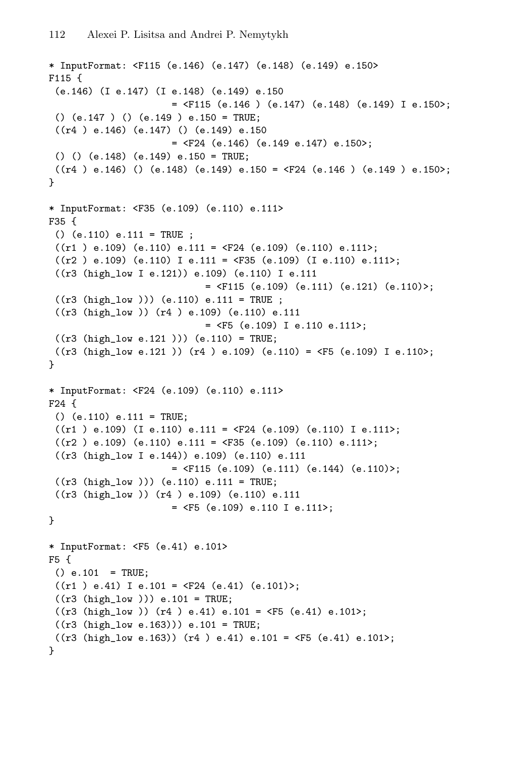```
* InputFormat: <F115 (e.146) (e.147) (e.148) (e.149) e.150>
F115 {
 (e.146) (I e.147) (I e.148) (e.149) e.150
                    = <F115 (e.146 ) (e.147) (e.148) (e.149) I e.150>;
 () (e.147 ) () (e.149 ) e.150 = TRUE;
 ((r4 ) e.146) (e.147) () (e.149) e.150
                    = <F24 (e.146) (e.149 e.147) e.150>;
 () () (e.148) (e.149) e.150 = TRUE;
 ((r4 ) e.146) () (e.148) (e.149) e.150 = <F24 (e.146 ) (e.149 ) e.150>;
}

* InputFormat: <F35 (e.109) (e.110) e.111>
F35 {
 () (e.110) e.111 = TRUE ;
 ((r1 ) e.109) (e.110) e.111 = <F24 (e.109) (e.110) e.111>;
 ((r2 ) e.109) (e.110) I e.111 = <F35 (e.109) (I e.110) e.111>;
 ((r3 (high_low I e.121)) e.109) (e.110) I e.111
                          = <F115 (e.109) (e.111) (e.121) (e.110)>;
 ((r3 (high_low ))) (e.110) e.111 = TRUE ;
 ((r3 (high_low )) (r4 ) e.109) (e.110) e.111
                          = <F5 (e.109) I e.110 e.111>;
 ((r3 (high_low e.121 ))) (e.110) = TRUE;
 ((r3 (high_low e.121 )) (r4 ) e.109) (e.110) = <F5 (e.109) I e.110>;
}

* InputFormat: <F24 (e.109) (e.110) e.111>
F24 {
 () (e.110) e.111 = TRUE;
 ((r1 ) e.109) (I e.110) e.111 = <F24 (e.109) (e.110) I e.111>;
 ((r2 ) e.109) (e.110) e.111 = <F35 (e.109) (e.110) e.111>;
 ((r3 (high_low I e.144)) e.109) (e.110) e.111
                    = <F115 (e.109) (e.111) (e.144) (e.110)>;
 ((r3 (high_low ))) (e.110) e.111 = TRUE;
 ((r3 (high_low )) (r4 ) e.109) (e.110) e.111
                    = <F5 (e.109) e.110 I e.111>;
}

* InputFormat: <F5 (e.41) e.101>
F5 {
 () e.101  = TRUE;
 ((r1 ) e.41) I e.101 = <F24 (e.41) (e.101)>;
 ((r3 (high_low ))) e.101 = TRUE;
 ((r3 (high_low )) (r4 ) e.41) e.101 = <F5 (e.41) e.101>;
 ((r3 (high_low e.163))) e.101 = TRUE;
 ((r3 (high_low e.163)) (r4 ) e.41) e.101 = <F5 (e.41) e.101>;
}
```